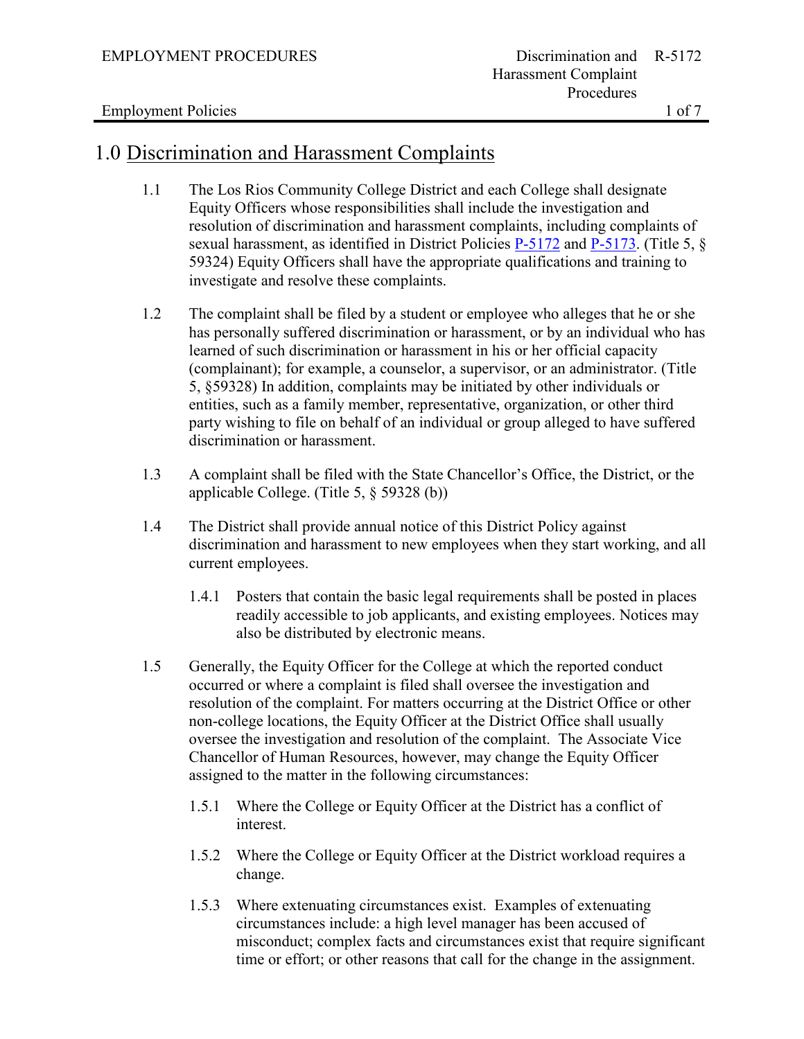# 1.0 Discrimination and Harassment Complaints

1.1 The Los Rios Community College District and each College shall designate Equity Officers whose responsibilities shall include the investigation and resolution of discrimination and harassment complaints, including complaints of sexual harassment, as identified in District Policies P-5172 and P-5173. (Title 5, § 59324) Equity Officers shall have the appropriate qualifications and training to investigate and resolve these complaints.

1.2 The complaint shall be filed by a student or employee who alleges that he or she has personally suffered discrimination or harassment, or by an individual who has learned of such discrimination or harassment in his or her official capacity (complainant); for example, a counselor, a supervisor, or an administrator. (Title 5, §59328) In addition, complaints may be initiated by other individuals or entities, such as a family member, representative, organization, or other third party wishing to file on behalf of an individual or group alleged to have suffered discrimination or harassment.

1.3 A complaint shall be filed with the State Chancellor's Office, the District, or the applicable College. (Title 5, § 59328 (b))

1.4 The District shall provide annual notice of this District Policy against discrimination and harassment to new employees when they start working, and all current employees.

1.4.1 Posters that contain the basic legal requirements shall be posted in places readily accessible to job applicants, and existing employees. Notices may also be distributed by electronic means.

1.5 Generally, the Equity Officer for the College at which the reported conduct occurred or where a complaint is filed shall oversee the investigation and resolution of the complaint. For matters occurring at the District Office or other non-college locations, the Equity Officer at the District Office shall usually oversee the investigation and resolution of the complaint. The Associate Vice Chancellor of Human Resources, however, may change the Equity Officer assigned to the matter in the following circumstances:

1.5.1 Where the College or Equity Officer at the District has a conflict of interest.

1.5.2 Where the College or Equity Officer at the District workload requires a change.

1.5.3 Where extenuating circumstances exist. Examples of extenuating circumstances include: a high level manager has been accused of misconduct; complex facts and circumstances exist that require significant time or effort; or other reasons that call for the change in the assignment.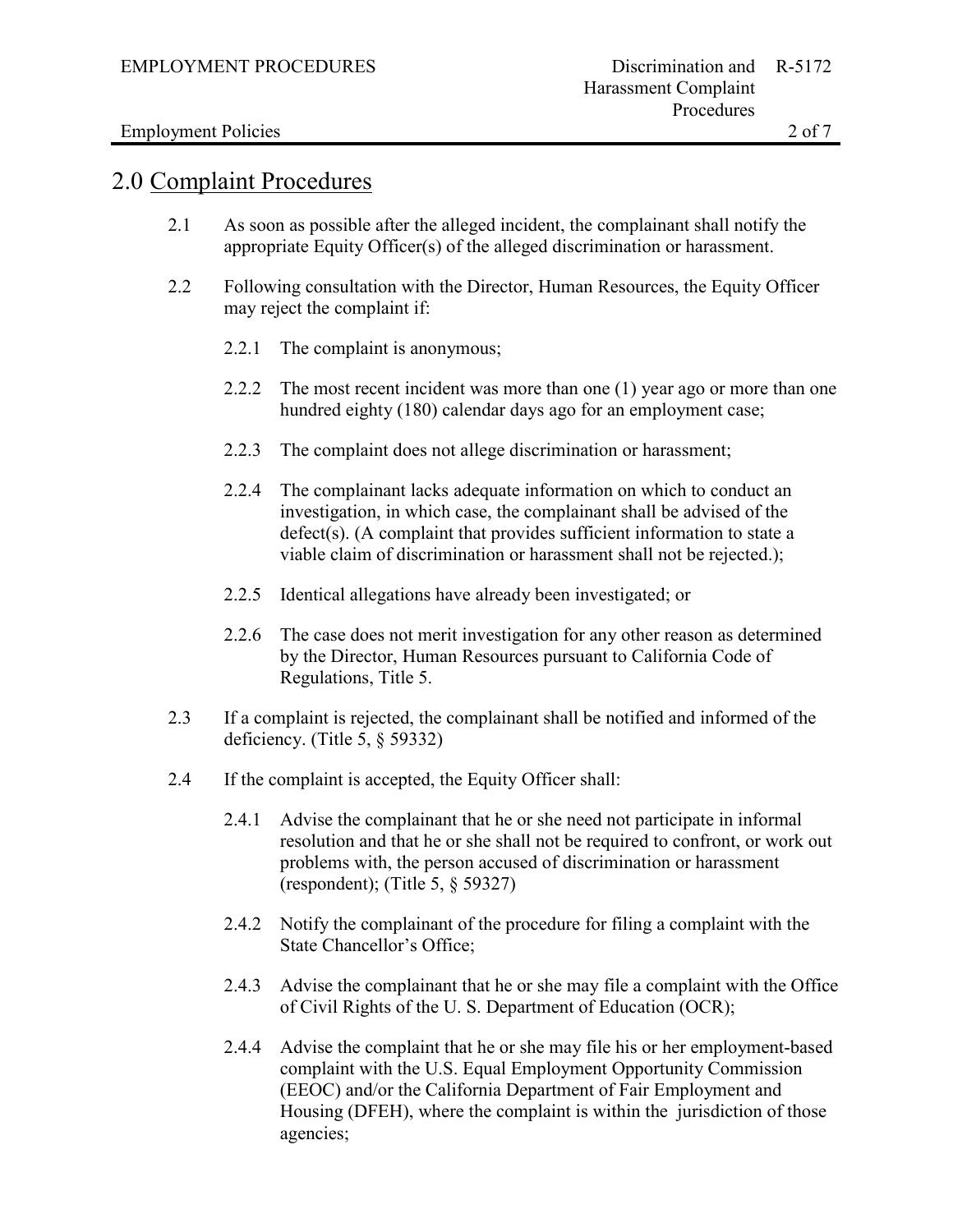## 2.0 Complaint Procedures

2.1 As soon as possible after the alleged incident, the complainant shall notify the appropriate Equity Officer(s) of the alleged discrimination or harassment.

2.2 Following consultation with the Director, Human Resources, the Equity Officer may reject the complaint if:

- 2.2.1 The complaint is anonymous;
- 2.2.2 The most recent incident was more than one (1) year ago or more than one hundred eighty (180) calendar days ago for an employment case;
- 2.2.3 The complaint does not allege discrimination or harassment;
- 2.2.4 The complainant lacks adequate information on which to conduct an investigation, in which case, the complainant shall be advised of the defect(s). (A complaint that provides sufficient information to state a viable claim of discrimination or harassment shall not be rejected.);
- 2.2.5 Identical allegations have already been investigated; or
- 2.2.6 The case does not merit investigation for any other reason as determined by the Director, Human Resources pursuant to California Code of Regulations, Title 5.

2.3 If a complaint is rejected, the complainant shall be notified and informed of the deficiency. (Title 5, § 59332)

2.4 If the complaint is accepted, the Equity Officer shall:

- 2.4.1 Advise the complainant that he or she need not participate in informal resolution and that he or she shall not be required to confront, or work out problems with, the person accused of discrimination or harassment (respondent); (Title 5, § 59327)
- 2.4.2 Notify the complainant of the procedure for filing a complaint with the State Chancellor's Office;
- 2.4.3 Advise the complainant that he or she may file a complaint with the Office of Civil Rights of the U. S. Department of Education (OCR);
- 2.4.4 Advise the complaint that he or she may file his or her employment-based complaint with the U.S. Equal Employment Opportunity Commission (EEOC) and/or the California Department of Fair Employment and Housing (DFEH), where the complaint is within the jurisdiction of those agencies;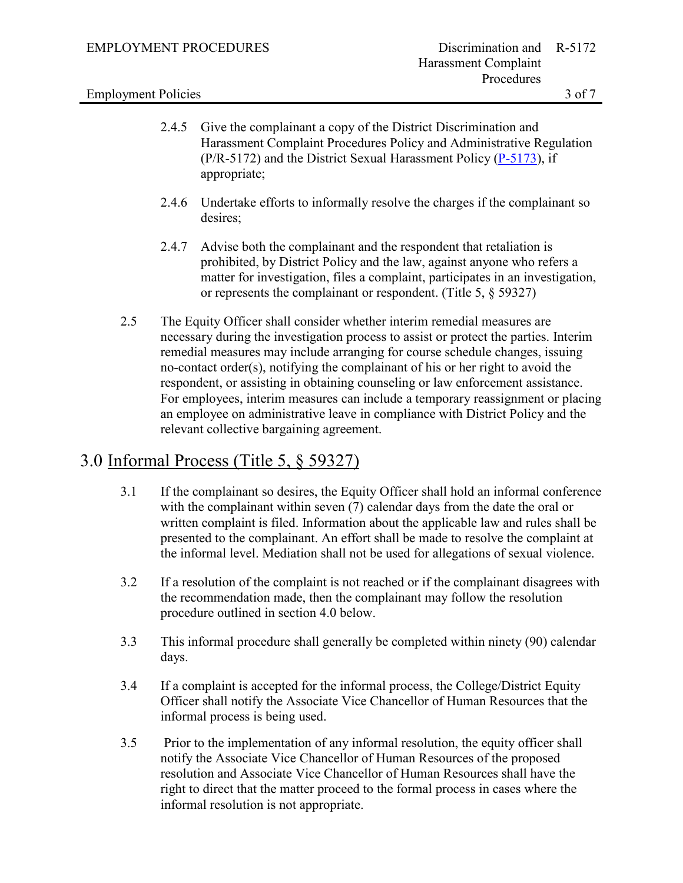2.4.5 Give the complainant a copy of the District Discrimination and Harassment Complaint Procedures Policy and Administrative Regulation (P/R-5172) and the District Sexual Harassment Policy (P-5173), if appropriate;

2.4.6 Undertake efforts to informally resolve the charges if the complainant so desires;

2.4.7 Advise both the complainant and the respondent that retaliation is prohibited, by District Policy and the law, against anyone who refers a matter for investigation, files a complaint, participates in an investigation, or represents the complainant or respondent. (Title 5, § 59327)

2.5 The Equity Officer shall consider whether interim remedial measures are necessary during the investigation process to assist or protect the parties. Interim remedial measures may include arranging for course schedule changes, issuing no-contact order(s), notifying the complainant of his or her right to avoid the respondent, or assisting in obtaining counseling or law enforcement assistance. For employees, interim measures can include a temporary reassignment or placing an employee on administrative leave in compliance with District Policy and the relevant collective bargaining agreement.

## 3.0 Informal Process (Title 5, § 59327)

3.1 If the complainant so desires, the Equity Officer shall hold an informal conference with the complainant within seven (7) calendar days from the date the oral or written complaint is filed. Information about the applicable law and rules shall be presented to the complainant. An effort shall be made to resolve the complaint at the informal level. Mediation shall not be used for allegations of sexual violence.

3.2 If a resolution of the complaint is not reached or if the complainant disagrees with the recommendation made, then the complainant may follow the resolution procedure outlined in section 4.0 below.

3.3 This informal procedure shall generally be completed within ninety (90) calendar days.

3.4 If a complaint is accepted for the informal process, the College/District Equity Officer shall notify the Associate Vice Chancellor of Human Resources that the informal process is being used.

3.5 Prior to the implementation of any informal resolution, the equity officer shall notify the Associate Vice Chancellor of Human Resources of the proposed resolution and Associate Vice Chancellor of Human Resources shall have the right to direct that the matter proceed to the formal process in cases where the informal resolution is not appropriate.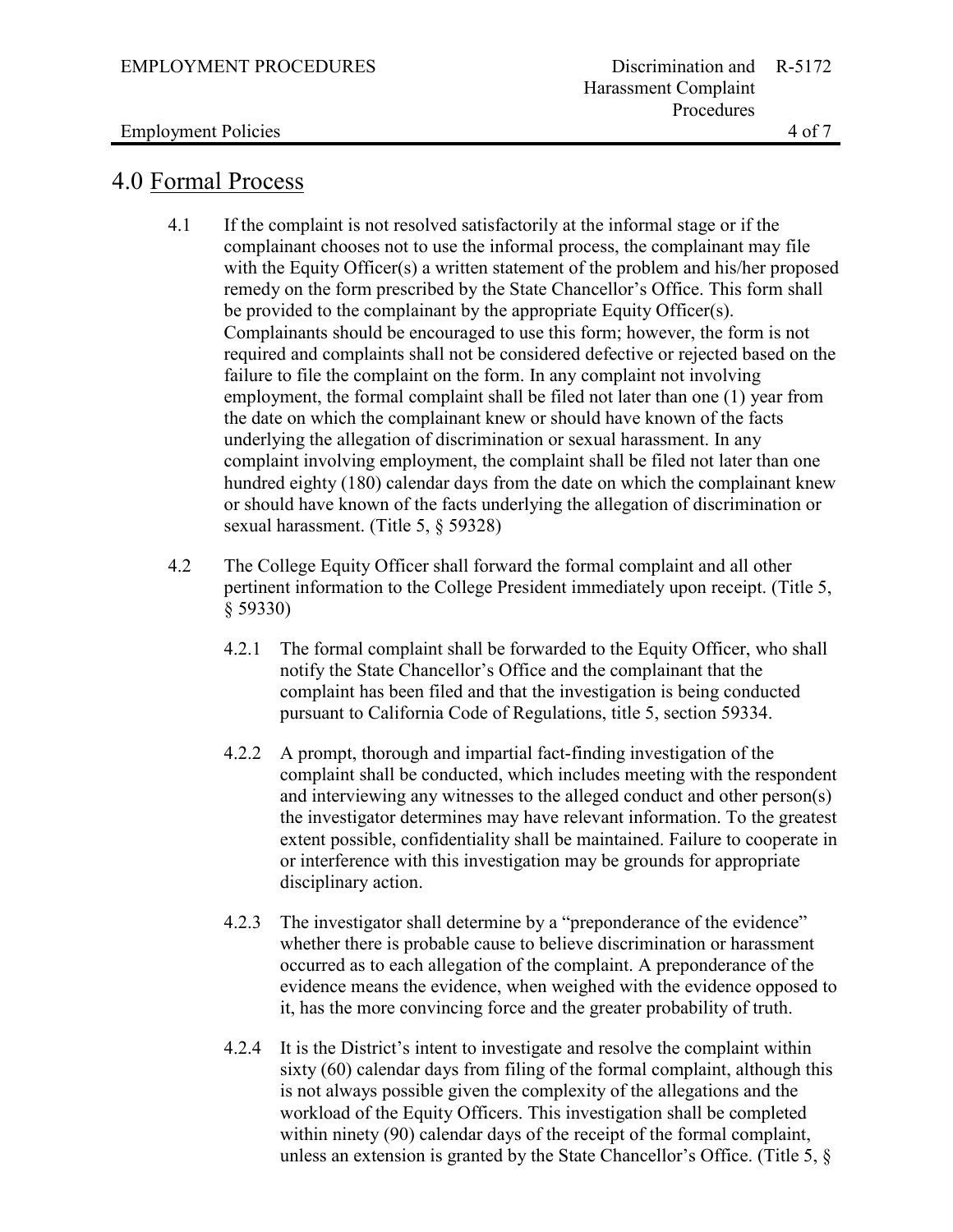## 4.0 Formal Process

4.1 If the complaint is not resolved satisfactorily at the informal stage or if the complainant chooses not to use the informal process, the complainant may file with the Equity Officer(s) a written statement of the problem and his/her proposed remedy on the form prescribed by the State Chancellor's Office. This form shall be provided to the complainant by the appropriate Equity Officer(s). Complainants should be encouraged to use this form; however, the form is not required and complaints shall not be considered defective or rejected based on the failure to file the complaint on the form. In any complaint not involving employment, the formal complaint shall be filed not later than one (1) year from the date on which the complainant knew or should have known of the facts underlying the allegation of discrimination or sexual harassment. In any complaint involving employment, the complaint shall be filed not later than one hundred eighty (180) calendar days from the date on which the complainant knew or should have known of the facts underlying the allegation of discrimination or sexual harassment. (Title 5, § 59328)

4.2 The College Equity Officer shall forward the formal complaint and all other pertinent information to the College President immediately upon receipt. (Title 5, § 59330)

4.2.1 The formal complaint shall be forwarded to the Equity Officer, who shall notify the State Chancellor's Office and the complainant that the complaint has been filed and that the investigation is being conducted pursuant to California Code of Regulations, title 5, section 59334.

4.2.2 A prompt, thorough and impartial fact-finding investigation of the complaint shall be conducted, which includes meeting with the respondent and interviewing any witnesses to the alleged conduct and other person(s) the investigator determines may have relevant information. To the greatest extent possible, confidentiality shall be maintained. Failure to cooperate in or interference with this investigation may be grounds for appropriate disciplinary action.

4.2.3 The investigator shall determine by a "preponderance of the evidence" whether there is probable cause to believe discrimination or harassment occurred as to each allegation of the complaint. A preponderance of the evidence means the evidence, when weighed with the evidence opposed to it, has the more convincing force and the greater probability of truth.

4.2.4 It is the District's intent to investigate and resolve the complaint within sixty (60) calendar days from filing of the formal complaint, although this is not always possible given the complexity of the allegations and the workload of the Equity Officers. This investigation shall be completed within ninety (90) calendar days of the receipt of the formal complaint, unless an extension is granted by the State Chancellor's Office. (Title 5, §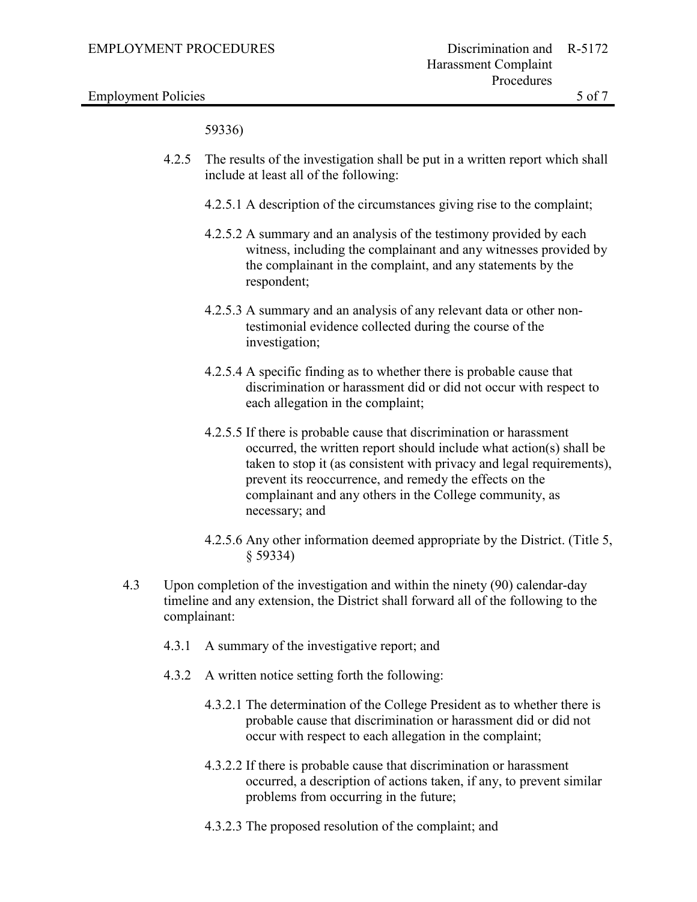59336)

4.2.5 The results of the investigation shall be put in a written report which shall include at least all of the following:

4.2.5.1 A description of the circumstances giving rise to the complaint;

4.2.5.2 A summary and an analysis of the testimony provided by each witness, including the complainant and any witnesses provided by the complainant in the complaint, and any statements by the respondent;

4.2.5.3 A summary and an analysis of any relevant data or other non-testimonial evidence collected during the course of the investigation;

4.2.5.4 A specific finding as to whether there is probable cause that discrimination or harassment did or did not occur with respect to each allegation in the complaint;

4.2.5.5 If there is probable cause that discrimination or harassment occurred, the written report should include what action(s) shall be taken to stop it (as consistent with privacy and legal requirements), prevent its reoccurrence, and remedy the effects on the complainant and any others in the College community, as necessary; and

4.2.5.6 Any other information deemed appropriate by the District. (Title 5, § 59334)

4.3 Upon completion of the investigation and within the ninety (90) calendar-day timeline and any extension, the District shall forward all of the following to the complainant:

4.3.1 A summary of the investigative report; and

4.3.2 A written notice setting forth the following:

4.3.2.1 The determination of the College President as to whether there is probable cause that discrimination or harassment did or did not occur with respect to each allegation in the complaint;

4.3.2.2 If there is probable cause that discrimination or harassment occurred, a description of actions taken, if any, to prevent similar problems from occurring in the future;

4.3.2.3 The proposed resolution of the complaint; and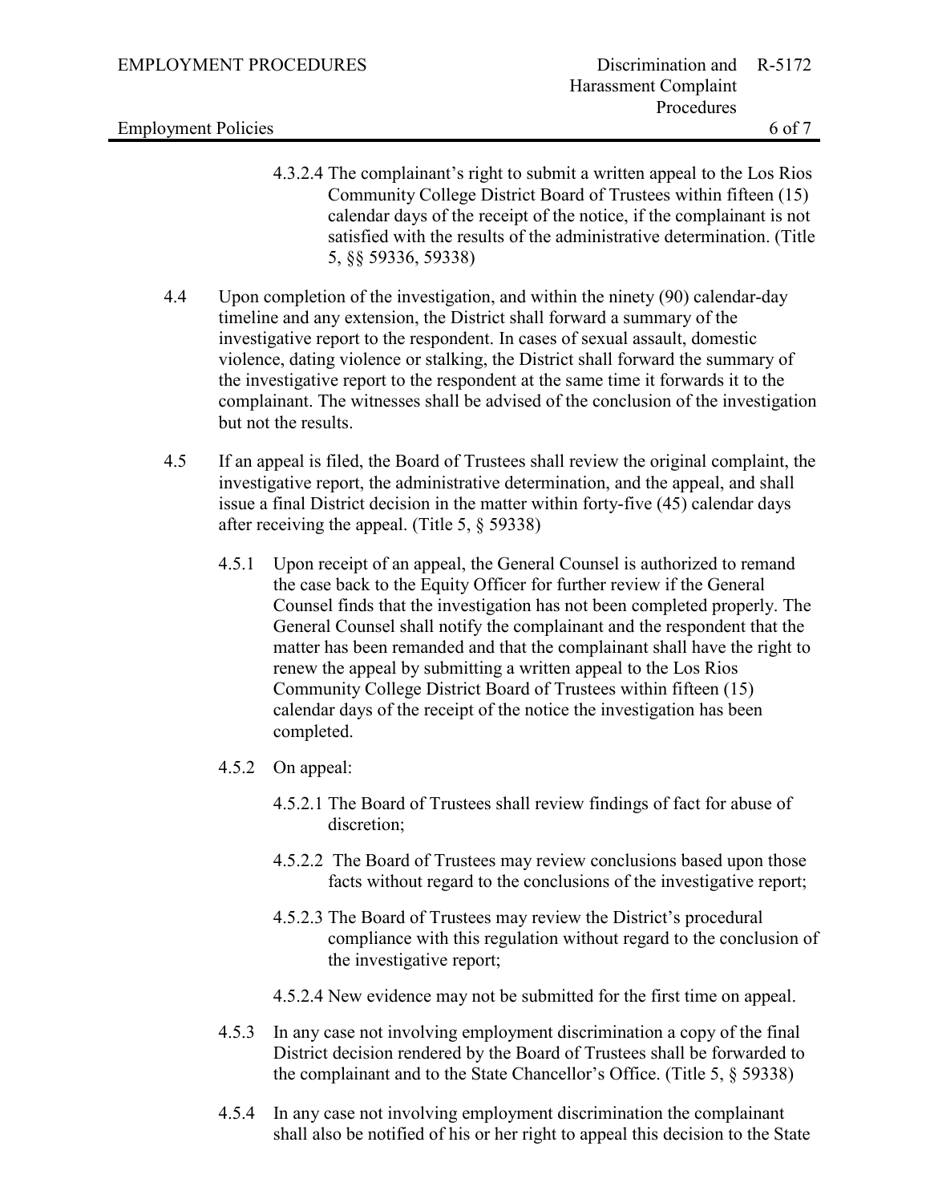4.3.2.4 The complainant's right to submit a written appeal to the Los Rios Community College District Board of Trustees within fifteen (15) calendar days of the receipt of the notice, if the complainant is not satisfied with the results of the administrative determination. (Title 5, §§ 59336, 59338)

4.4 Upon completion of the investigation, and within the ninety (90) calendar-day timeline and any extension, the District shall forward a summary of the investigative report to the respondent. In cases of sexual assault, domestic violence, dating violence or stalking, the District shall forward the summary of the investigative report to the respondent at the same time it forwards it to the complainant. The witnesses shall be advised of the conclusion of the investigation but not the results.

4.5 If an appeal is filed, the Board of Trustees shall review the original complaint, the investigative report, the administrative determination, and the appeal, and shall issue a final District decision in the matter within forty-five (45) calendar days after receiving the appeal. (Title 5, § 59338)

4.5.1 Upon receipt of an appeal, the General Counsel is authorized to remand the case back to the Equity Officer for further review if the General Counsel finds that the investigation has not been completed properly. The General Counsel shall notify the complainant and the respondent that the matter has been remanded and that the complainant shall have the right to renew the appeal by submitting a written appeal to the Los Rios Community College District Board of Trustees within fifteen (15) calendar days of the receipt of the notice the investigation has been completed.

4.5.2 On appeal:

4.5.2.1 The Board of Trustees shall review findings of fact for abuse of discretion;

4.5.2.2 The Board of Trustees may review conclusions based upon those facts without regard to the conclusions of the investigative report;

4.5.2.3 The Board of Trustees may review the District's procedural compliance with this regulation without regard to the conclusion of the investigative report;

4.5.2.4 New evidence may not be submitted for the first time on appeal.

4.5.3 In any case not involving employment discrimination a copy of the final District decision rendered by the Board of Trustees shall be forwarded to the complainant and to the State Chancellor's Office. (Title 5, § 59338)

4.5.4 In any case not involving employment discrimination the complainant shall also be notified of his or her right to appeal this decision to the State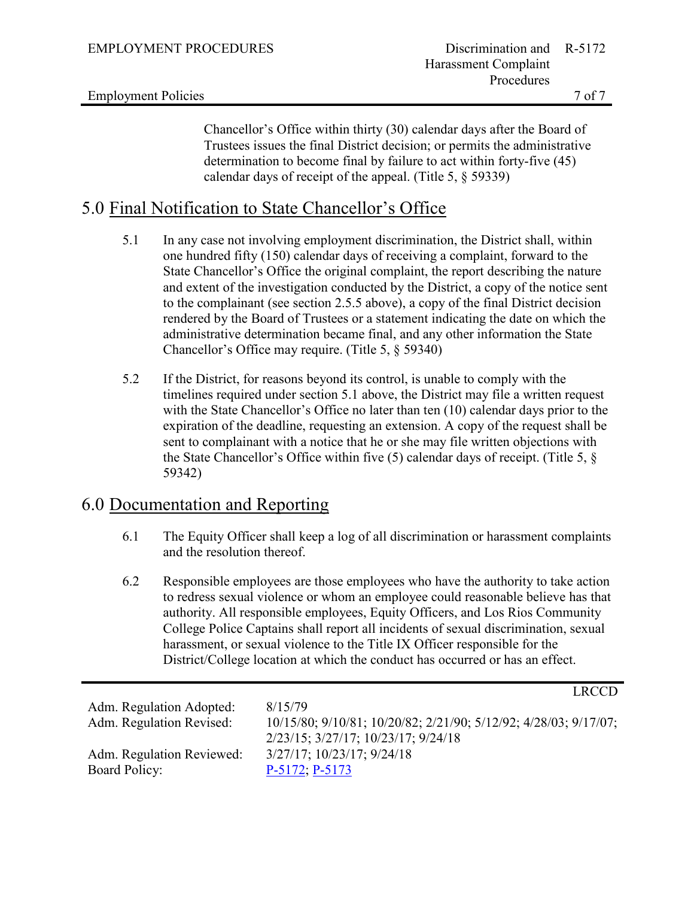Chancellor's Office within thirty (30) calendar days after the Board of Trustees issues the final District decision; or permits the administrative determination to become final by failure to act within forty-five (45) calendar days of receipt of the appeal. (Title 5, § 59339)

## 5.0 Final Notification to State Chancellor's Office

5.1 In any case not involving employment discrimination, the District shall, within one hundred fifty (150) calendar days of receiving a complaint, forward to the State Chancellor's Office the original complaint, the report describing the nature and extent of the investigation conducted by the District, a copy of the notice sent to the complainant (see section 2.5.5 above), a copy of the final District decision rendered by the Board of Trustees or a statement indicating the date on which the administrative determination became final, and any other information the State Chancellor's Office may require. (Title 5, § 59340)

5.2 If the District, for reasons beyond its control, is unable to comply with the timelines required under section 5.1 above, the District may file a written request with the State Chancellor's Office no later than ten (10) calendar days prior to the expiration of the deadline, requesting an extension. A copy of the request shall be sent to complainant with a notice that he or she may file written objections with the State Chancellor's Office within five (5) calendar days of receipt. (Title 5, § 59342)

## 6.0 Documentation and Reporting

6.1 The Equity Officer shall keep a log of all discrimination or harassment complaints and the resolution thereof.

6.2 Responsible employees are those employees who have the authority to take action to redress sexual violence or whom an employee could reasonable believe has that authority. All responsible employees, Equity Officers, and Los Rios Community College Police Captains shall report all incidents of sexual discrimination, sexual harassment, or sexual violence to the Title IX Officer responsible for the District/College location at which the conduct has occurred or has an effect.

LRCCD

| | |
|---|---|
| Adm. Regulation Adopted: | 8/15/79 |
| Adm. Regulation Revised: | 10/15/80; 9/10/81; 10/20/82; 2/21/90; 5/12/92; 4/28/03; 9/17/07; 2/23/15; 3/27/17; 10/23/17; 9/24/18 |
| Adm. Regulation Reviewed: | 3/27/17; 10/23/17; 9/24/18 |
| Board Policy: | P-5172; P-5173 |